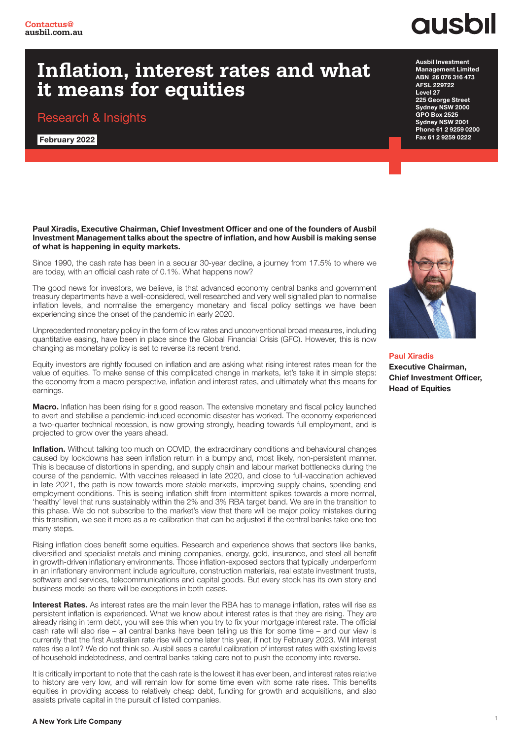Contactus@
ausbil.com.au

# Inflation, interest rates and what it means for equities

## Research & Insights

**February 2022**

**Ausbil Investment Management Limited**
**ABN 26 076 316 473**
**AFSL 229722**
**Level 27**
**225 George Street**
**Sydney NSW 2000**
**GPO Box 2525**
**Sydney NSW 2001**
**Phone 61 2 9259 0200**
**Fax 61 2 9259 0222**

**Paul Xiradis, Executive Chairman, Chief Investment Officer and one of the founders of Ausbil Investment Management talks about the spectre of inflation, and how Ausbil is making sense of what is happening in equity markets.**

**Paul Xiradis**
**Executive Chairman, Chief Investment Officer, Head of Equities**

Since 1990, the cash rate has been in a secular 30-year decline, a journey from 17.5% to where we are today, with an official cash rate of 0.1%. What happens now?

The good news for investors, we believe, is that advanced economy central banks and government treasury departments have a well-considered, well researched and very well signalled plan to normalise inflation levels, and normalise the emergency monetary and fiscal policy settings we have been experiencing since the onset of the pandemic in early 2020.

Unprecedented monetary policy in the form of low rates and unconventional broad measures, including quantitative easing, have been in place since the Global Financial Crisis (GFC). However, this is now changing as monetary policy is set to reverse its recent trend.

Equity investors are rightly focused on inflation and are asking what rising interest rates mean for the value of equities. To make sense of this complicated change in markets, let's take it in simple steps: the economy from a macro perspective, inflation and interest rates, and ultimately what this means for earnings.

**Macro.** Inflation has been rising for a good reason. The extensive monetary and fiscal policy launched to avert and stabilise a pandemic-induced economic disaster has worked. The economy experienced a two-quarter technical recession, is now growing strongly, heading towards full employment, and is projected to grow over the years ahead.

**Inflation.** Without talking too much on COVID, the extraordinary conditions and behavioural changes caused by lockdowns has seen inflation return in a bumpy and, most likely, non-persistent manner. This is because of distortions in spending, and supply chain and labour market bottlenecks during the course of the pandemic. With vaccines released in late 2020, and close to full-vaccination achieved in late 2021, the path is now towards more stable markets, improving supply chains, spending and employment conditions. This is seeing inflation shift from intermittent spikes towards a more normal, 'healthy' level that runs sustainably within the 2% and 3% RBA target band. We are in the transition to this phase. We do not subscribe to the market's view that there will be major policy mistakes during this transition, we see it more as a re-calibration that can be adjusted if the central banks take one too many steps.

Rising inflation does benefit some equities. Research and experience shows that sectors like banks, diversified and specialist metals and mining companies, energy, gold, insurance, and steel all benefit in growth-driven inflationary environments. Those inflation-exposed sectors that typically underperform in an inflationary environment include agriculture, construction materials, real estate investment trusts, software and services, telecommunications and capital goods. But every stock has its own story and business model so there will be exceptions in both cases.

**Interest Rates.** As interest rates are the main lever the RBA has to manage inflation, rates will rise as persistent inflation is experienced. What we know about interest rates is that they are rising. They are already rising in term debt, you will see this when you try to fix your mortgage interest rate. The official cash rate will also rise – all central banks have been telling us this for some time – and our view is currently that the first Australian rate rise will come later this year, if not by February 2023. Will interest rates rise a lot? We do not think so. Ausbil sees a careful calibration of interest rates with existing levels of household indebtedness, and central banks taking care not to push the economy into reverse.

It is critically important to note that the cash rate is the lowest it has ever been, and interest rates relative to history are very low, and will remain low for some time even with some rate rises. This benefits equities in providing access to relatively cheap debt, funding for growth and acquisitions, and also assists private capital in the pursuit of listed companies.

**A New York Life Company**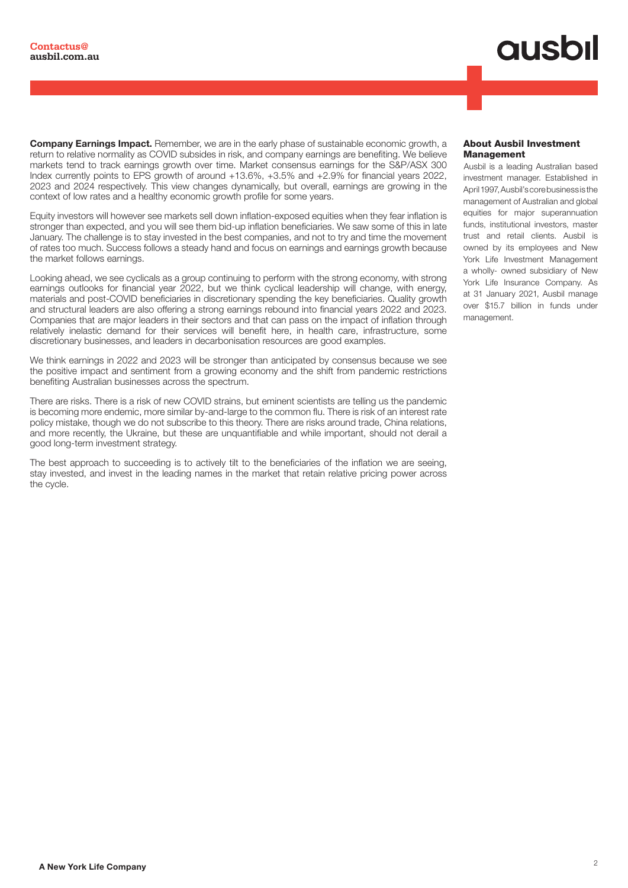**Company Earnings Impact.** Remember, we are in the early phase of sustainable economic growth, a return to relative normality as COVID subsides in risk, and company earnings are benefiting. We believe markets tend to track earnings growth over time. Market consensus earnings for the S&P/ASX 300 Index currently points to EPS growth of around +13.6%, +3.5% and +2.9% for financial years 2022, 2023 and 2024 respectively. This view changes dynamically, but overall, earnings are growing in the context of low rates and a healthy economic growth profile for some years.

Equity investors will however see markets sell down inflation-exposed equities when they fear inflation is stronger than expected, and you will see them bid-up inflation beneficiaries. We saw some of this in late January. The challenge is to stay invested in the best companies, and not to try and time the movement of rates too much. Success follows a steady hand and focus on earnings and earnings growth because the market follows earnings.

Looking ahead, we see cyclicals as a group continuing to perform with the strong economy, with strong earnings outlooks for financial year 2022, but we think cyclical leadership will change, with energy, materials and post-COVID beneficiaries in discretionary spending the key beneficiaries. Quality growth and structural leaders are also offering a strong earnings rebound into financial years 2022 and 2023. Companies that are major leaders in their sectors and that can pass on the impact of inflation through relatively inelastic demand for their services will benefit here, in health care, infrastructure, some discretionary businesses, and leaders in decarbonisation resources are good examples.

We think earnings in 2022 and 2023 will be stronger than anticipated by consensus because we see the positive impact and sentiment from a growing economy and the shift from pandemic restrictions benefiting Australian businesses across the spectrum.

There are risks. There is a risk of new COVID strains, but eminent scientists are telling us the pandemic is becoming more endemic, more similar by-and-large to the common flu. There is risk of an interest rate policy mistake, though we do not subscribe to this theory. There are risks around trade, China relations, and more recently, the Ukraine, but these are unquantifiable and while important, should not derail a good long-term investment strategy.

The best approach to succeeding is to actively tilt to the beneficiaries of the inflation we are seeing, stay invested, and invest in the leading names in the market that retain relative pricing power across the cycle.

### About Ausbil Investment Management

Ausbil is a leading Australian based investment manager. Established in April 1997, Ausbil's core business is the management of Australian and global equities for major superannuation funds, institutional investors, master trust and retail clients. Ausbil is owned by its employees and New York Life Investment Management a wholly- owned subsidiary of New York Life Insurance Company. As at 31 January 2021, Ausbil manage over $15.7 billion in funds under management.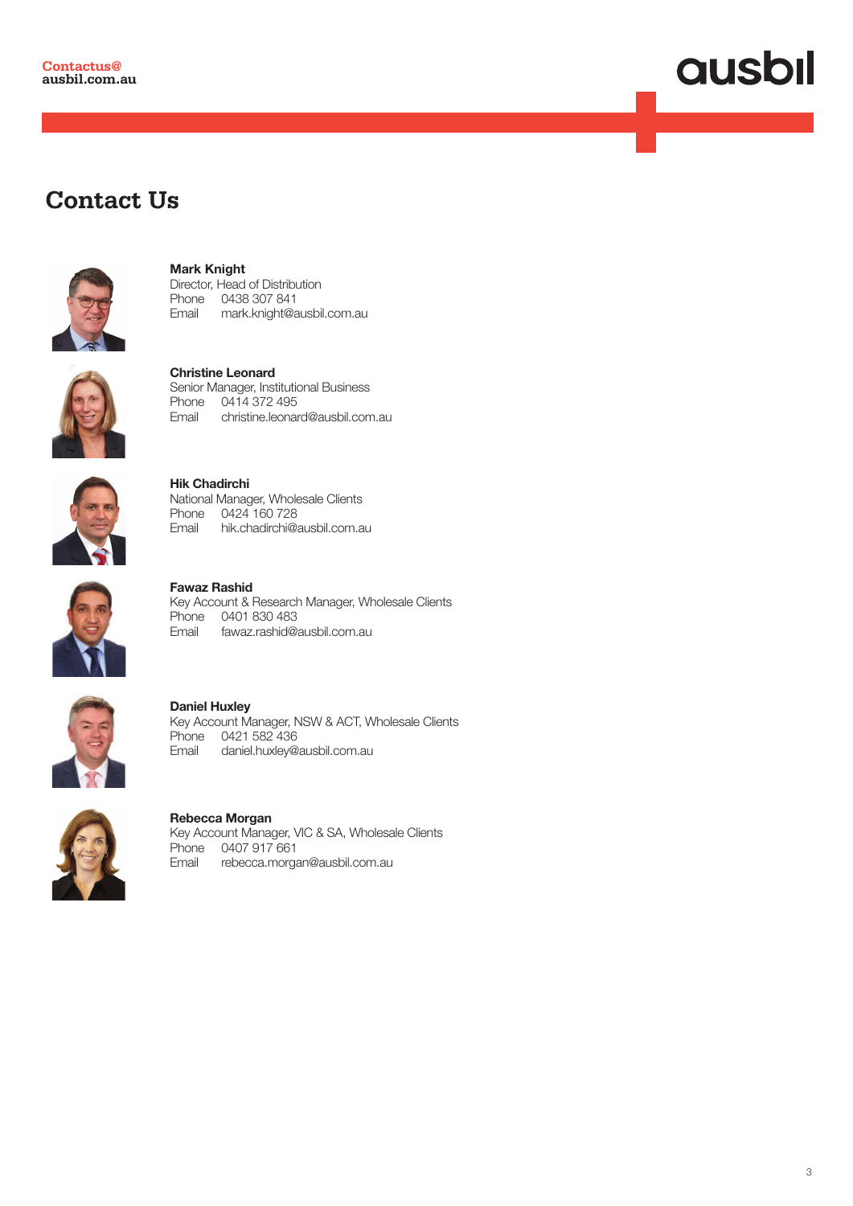Contactus@
ausbil.com.au

# Contact Us

**Mark Knight**
Director, Head of Distribution
Phone 0438 307 841
Email mark.knight@ausbil.com.au

**Christine Leonard**
Senior Manager, Institutional Business
Phone 0414 372 495
Email christine.leonard@ausbil.com.au

**Hik Chadirchi**
National Manager, Wholesale Clients
Phone 0424 160 728
Email hik.chadirchi@ausbil.com.au

**Fawaz Rashid**
Key Account & Research Manager, Wholesale Clients
Phone 0401 830 483
Email fawaz.rashid@ausbil.com.au

**Daniel Huxley**
Key Account Manager, NSW & ACT, Wholesale Clients
Phone 0421 582 436
Email daniel.huxley@ausbil.com.au

**Rebecca Morgan**
Key Account Manager, VIC & SA, Wholesale Clients
Phone 0407 917 661
Email rebecca.morgan@ausbil.com.au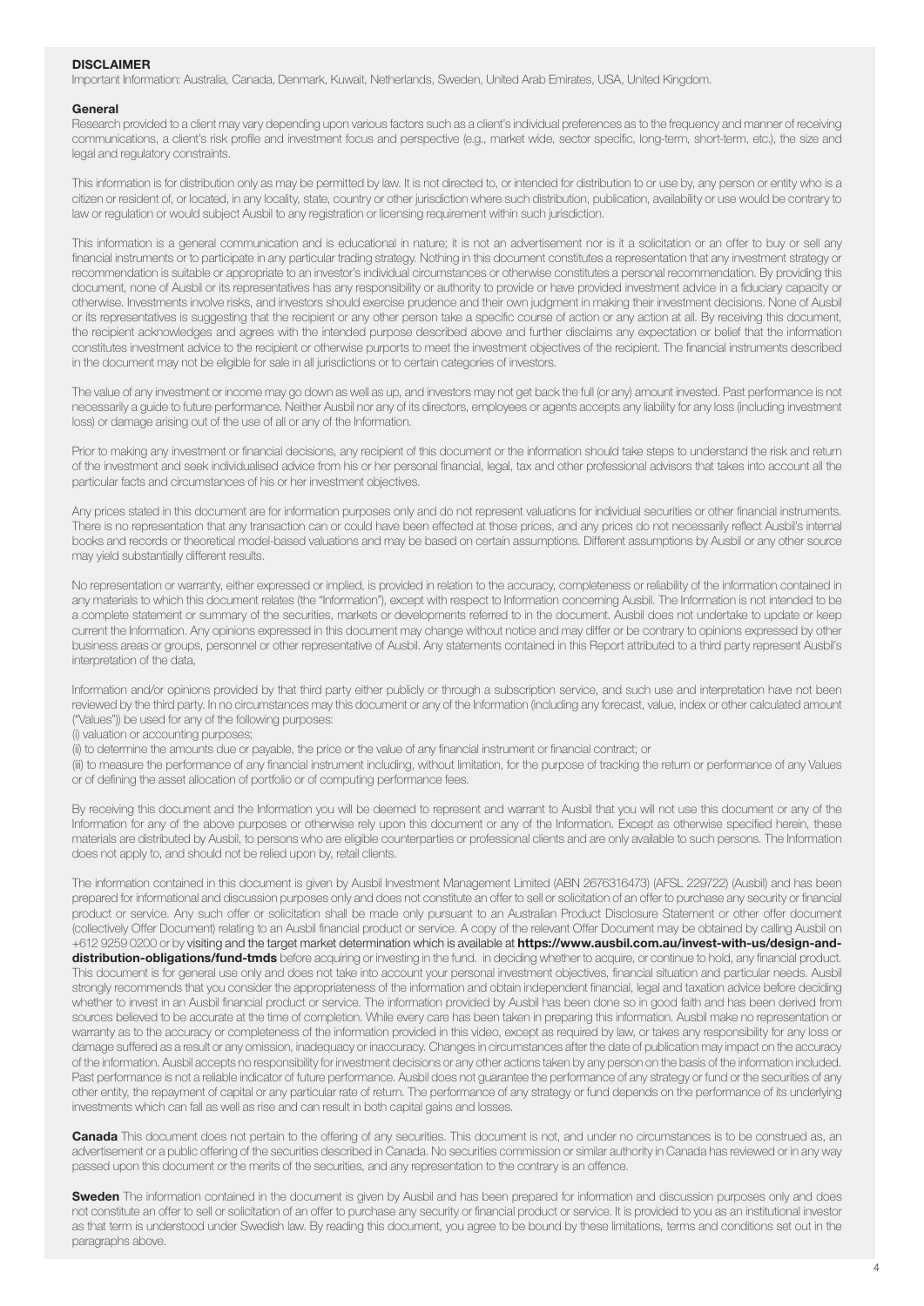**DISCLAIMER**

Important Information: Australia, Canada, Denmark, Kuwait, Netherlands, Sweden, United Arab Emirates, USA, United Kingdom.

**General**

Research provided to a client may vary depending upon various factors such as a client's individual preferences as to the frequency and manner of receiving communications, a client's risk profile and investment focus and perspective (e.g., market wide, sector specific, long-term, short-term, etc.), the size and legal and regulatory constraints.

This information is for distribution only as may be permitted by law. It is not directed to, or intended for distribution to or use by, any person or entity who is a citizen or resident of, or located, in any locality, state, country or other jurisdiction where such distribution, publication, availability or use would be contrary to law or regulation or would subject Ausbil to any registration or licensing requirement within such jurisdiction.

This information is a general communication and is educational in nature; it is not an advertisement nor is it a solicitation or an offer to buy or sell any financial instruments or to participate in any particular trading strategy. Nothing in this document constitutes a representation that any investment strategy or recommendation is suitable or appropriate to an investor's individual circumstances or otherwise constitutes a personal recommendation. By providing this document, none of Ausbil or its representatives has any responsibility or authority to provide or have provided investment advice in a fiduciary capacity or otherwise. Investments involve risks, and investors should exercise prudence and their own judgment in making their investment decisions. None of Ausbil or its representatives is suggesting that the recipient or any other person take a specific course of action or any action at all. By receiving this document, the recipient acknowledges and agrees with the intended purpose described above and further disclaims any expectation or belief that the information constitutes investment advice to the recipient or otherwise purports to meet the investment objectives of the recipient. The financial instruments described in the document may not be eligible for sale in all jurisdictions or to certain categories of investors.

The value of any investment or income may go down as well as up, and investors may not get back the full (or any) amount invested. Past performance is not necessarily a guide to future performance. Neither Ausbil nor any of its directors, employees or agents accepts any liability for any loss (including investment loss) or damage arising out of the use of all or any of the Information.

Prior to making any investment or financial decisions, any recipient of this document or the information should take steps to understand the risk and return of the investment and seek individualised advice from his or her personal financial, legal, tax and other professional advisors that takes into account all the particular facts and circumstances of his or her investment objectives.

Any prices stated in this document are for information purposes only and do not represent valuations for individual securities or other financial instruments. There is no representation that any transaction can or could have been effected at those prices, and any prices do not necessarily reflect Ausbil's internal books and records or theoretical model-based valuations and may be based on certain assumptions. Different assumptions by Ausbil or any other source may yield substantially different results.

No representation or warranty, either expressed or implied, is provided in relation to the accuracy, completeness or reliability of the information contained in any materials to which this document relates (the "Information"), except with respect to Information concerning Ausbil. The Information is not intended to be a complete statement or summary of the securities, markets or developments referred to in the document. Ausbil does not undertake to update or keep current the Information. Any opinions expressed in this document may change without notice and may differ or be contrary to opinions expressed by other business areas or groups, personnel or other representative of Ausbil. Any statements contained in this Report attributed to a third party represent Ausbil's interpretation of the data,

Information and/or opinions provided by that third party either publicly or through a subscription service, and such use and interpretation have not been reviewed by the third party. In no circumstances may this document or any of the Information (including any forecast, value, index or other calculated amount ("Values")) be used for any of the following purposes:

(i) valuation or accounting purposes;

(ii) to determine the amounts due or payable, the price or the value of any financial instrument or financial contract; or

(iii) to measure the performance of any financial instrument including, without limitation, for the purpose of tracking the return or performance of any Values or of defining the asset allocation of portfolio or of computing performance fees.

By receiving this document and the Information you will be deemed to represent and warrant to Ausbil that you will not use this document or any of the Information for any of the above purposes or otherwise rely upon this document or any of the Information. Except as otherwise specified herein, these materials are distributed by Ausbil, to persons who are eligible counterparties or professional clients and are only available to such persons. The Information does not apply to, and should not be relied upon by, retail clients.

The information contained in this document is given by Ausbil Investment Management Limited (ABN 2676316473) (AFSL 229722) (Ausbil) and has been prepared for informational and discussion purposes only and does not constitute an offer to sell or solicitation of an offer to purchase any security or financial product or service. Any such offer or solicitation shall be made only pursuant to an Australian Product Disclosure Statement or other offer document (collectively Offer Document) relating to an Ausbil financial product or service. A copy of the relevant Offer Document may be obtained by calling Ausbil on +612 9259 0200 or by visiting and the target market determination which is available at **https://www.ausbil.com.au/invest-with-us/design-and-distribution-obligations/fund-tmds** before acquiring or investing in the fund. in deciding whether to acquire, or continue to hold, any financial product. This document is for general use only and does not take into account your personal investment objectives, financial situation and particular needs. Ausbil strongly recommends that you consider the appropriateness of the information and obtain independent financial, legal and taxation advice before deciding whether to invest in an Ausbil financial product or service. The information provided by Ausbil has been done so in good faith and has been derived from sources believed to be accurate at the time of completion. While every care has been taken in preparing this information. Ausbil make no representation or warranty as to the accuracy or completeness of the information provided in this video, except as required by law, or takes any responsibility for any loss or damage suffered as a result or any omission, inadequacy or inaccuracy. Changes in circumstances after the date of publication may impact on the accuracy of the information. Ausbil accepts no responsibility for investment decisions or any other actions taken by any person on the basis of the information included. Past performance is not a reliable indicator of future performance. Ausbil does not guarantee the performance of any strategy or fund or the securities of any other entity, the repayment of capital or any particular rate of return. The performance of any strategy or fund depends on the performance of its underlying investments which can fall as well as rise and can result in both capital gains and losses.

**Canada** This document does not pertain to the offering of any securities. This document is not, and under no circumstances is to be construed as, an advertisement or a public offering of the securities described in Canada. No securities commission or similar authority in Canada has reviewed or in any way passed upon this document or the merits of the securities, and any representation to the contrary is an offence.

**Sweden** The information contained in the document is given by Ausbil and has been prepared for information and discussion purposes only and does not constitute an offer to sell or solicitation of an offer to purchase any security or financial product or service. It is provided to you as an institutional investor as that term is understood under Swedish law. By reading this document, you agree to be bound by these limitations, terms and conditions set out in the paragraphs above.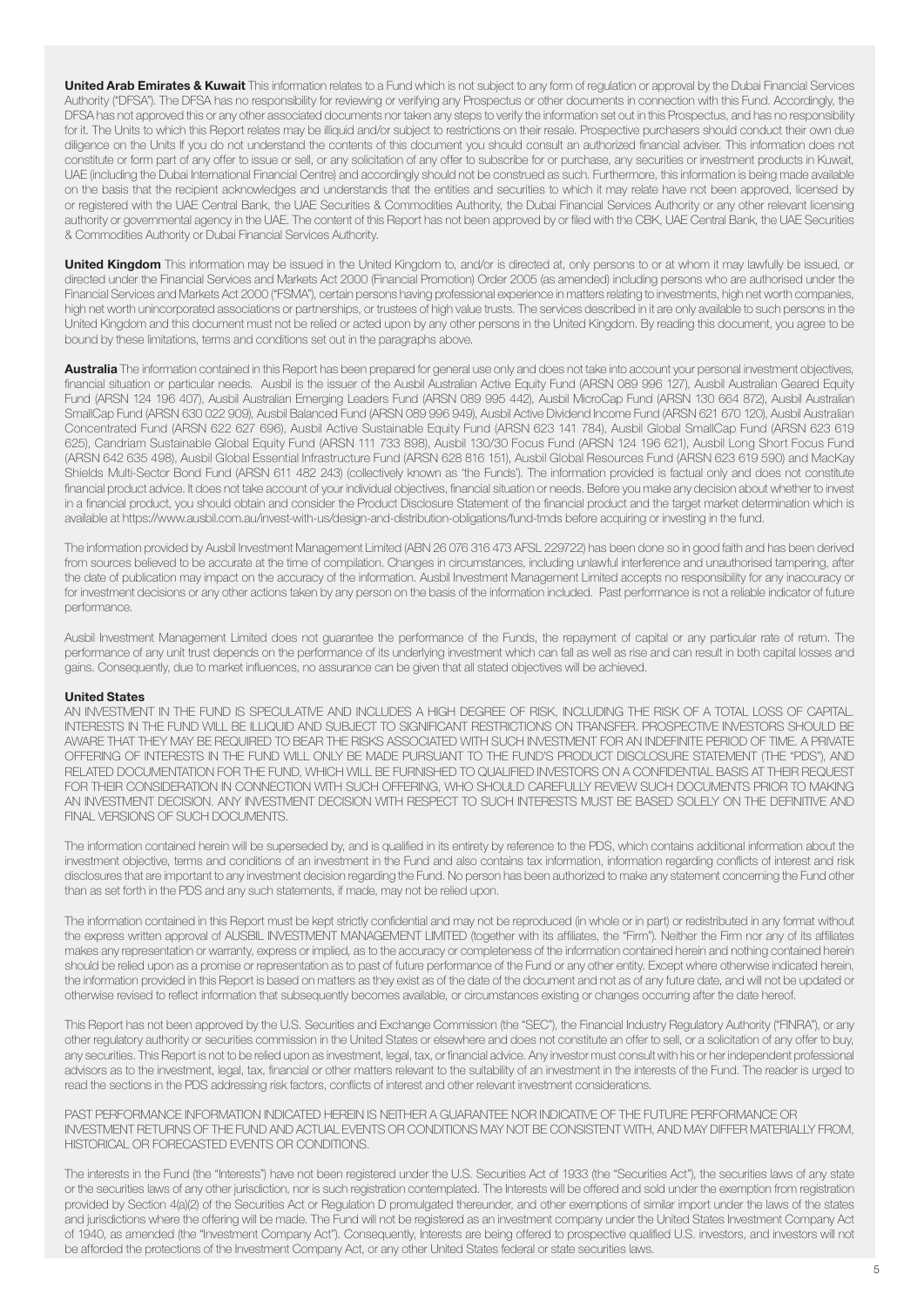**United Arab Emirates & Kuwait** This information relates to a Fund which is not subject to any form of regulation or approval by the Dubai Financial Services Authority ("DFSA"). The DFSA has no responsibility for reviewing or verifying any Prospectus or other documents in connection with this Fund. Accordingly, the DFSA has not approved this or any other associated documents nor taken any steps to verify the information set out in this Prospectus, and has no responsibility for it. The Units to which this Report relates may be illiquid and/or subject to restrictions on their resale. Prospective purchasers should conduct their own due diligence on the Units If you do not understand the contents of this document you should consult an authorized financial adviser. This information does not constitute or form part of any offer to issue or sell, or any solicitation of any offer to subscribe for or purchase, any securities or investment products in Kuwait, UAE (including the Dubai International Financial Centre) and accordingly should not be construed as such. Furthermore, this information is being made available on the basis that the recipient acknowledges and understands that the entities and securities to which it may relate have not been approved, licensed by or registered with the UAE Central Bank, the UAE Securities & Commodities Authority, the Dubai Financial Services Authority or any other relevant licensing authority or governmental agency in the UAE. The content of this Report has not been approved by or filed with the CBK, UAE Central Bank, the UAE Securities & Commodities Authority or Dubai Financial Services Authority.

**United Kingdom** This information may be issued in the United Kingdom to, and/or is directed at, only persons to or at whom it may lawfully be issued, or directed under the Financial Services and Markets Act 2000 (Financial Promotion) Order 2005 (as amended) including persons who are authorised under the Financial Services and Markets Act 2000 ("FSMA"), certain persons having professional experience in matters relating to investments, high net worth companies, high net worth unincorporated associations or partnerships, or trustees of high value trusts. The services described in it are only available to such persons in the United Kingdom and this document must not be relied or acted upon by any other persons in the United Kingdom. By reading this document, you agree to be bound by these limitations, terms and conditions set out in the paragraphs above.

**Australia** The information contained in this Report has been prepared for general use only and does not take into account your personal investment objectives, financial situation or particular needs. Ausbil is the issuer of the Ausbil Australian Active Equity Fund (ARSN 089 996 127), Ausbil Australian Geared Equity Fund (ARSN 124 196 407), Ausbil Australian Emerging Leaders Fund (ARSN 089 995 442), Ausbil MicroCap Fund (ARSN 130 664 872), Ausbil Australian SmallCap Fund (ARSN 630 022 909), Ausbil Balanced Fund (ARSN 089 996 949), Ausbil Active Dividend Income Fund (ARSN 621 670 120), Ausbil Australian Concentrated Fund (ARSN 622 627 696), Ausbil Active Sustainable Equity Fund (ARSN 623 141 784), Ausbil Global SmallCap Fund (ARSN 623 619 625), Candriam Sustainable Global Equity Fund (ARSN 111 733 898), Ausbil 130/30 Focus Fund (ARSN 124 196 621), Ausbil Long Short Focus Fund (ARSN 642 635 498), Ausbil Global Essential Infrastructure Fund (ARSN 628 816 151), Ausbil Global Resources Fund (ARSN 623 619 590) and MacKay Shields Multi-Sector Bond Fund (ARSN 611 482 243) (collectively known as 'the Funds'). The information provided is factual only and does not constitute financial product advice. It does not take account of your individual objectives, financial situation or needs. Before you make any decision about whether to invest in a financial product, you should obtain and consider the Product Disclosure Statement of the financial product and the target market determination which is available at https://www.ausbil.com.au/invest-with-us/design-and-distribution-obligations/fund-tmds before acquiring or investing in the fund.

The information provided by Ausbil Investment Management Limited (ABN 26 076 316 473 AFSL 229722) has been done so in good faith and has been derived from sources believed to be accurate at the time of compilation. Changes in circumstances, including unlawful interference and unauthorised tampering, after the date of publication may impact on the accuracy of the information. Ausbil Investment Management Limited accepts no responsibility for any inaccuracy or for investment decisions or any other actions taken by any person on the basis of the information included. Past performance is not a reliable indicator of future performance.

Ausbil Investment Management Limited does not guarantee the performance of the Funds, the repayment of capital or any particular rate of return. The performance of any unit trust depends on the performance of its underlying investment which can fall as well as rise and can result in both capital losses and gains. Consequently, due to market influences, no assurance can be given that all stated objectives will be achieved.

**United States**

AN INVESTMENT IN THE FUND IS SPECULATIVE AND INCLUDES A HIGH DEGREE OF RISK, INCLUDING THE RISK OF A TOTAL LOSS OF CAPITAL. INTERESTS IN THE FUND WILL BE ILLIQUID AND SUBJECT TO SIGNIFICANT RESTRICTIONS ON TRANSFER. PROSPECTIVE INVESTORS SHOULD BE AWARE THAT THEY MAY BE REQUIRED TO BEAR THE RISKS ASSOCIATED WITH SUCH INVESTMENT FOR AN INDEFINITE PERIOD OF TIME. A PRIVATE OFFERING OF INTERESTS IN THE FUND WILL ONLY BE MADE PURSUANT TO THE FUND'S PRODUCT DISCLOSURE STATEMENT (THE "PDS"), AND RELATED DOCUMENTATION FOR THE FUND, WHICH WILL BE FURNISHED TO QUALIFIED INVESTORS ON A CONFIDENTIAL BASIS AT THEIR REQUEST FOR THEIR CONSIDERATION IN CONNECTION WITH SUCH OFFERING, WHO SHOULD CAREFULLY REVIEW SUCH DOCUMENTS PRIOR TO MAKING AN INVESTMENT DECISION. ANY INVESTMENT DECISION WITH RESPECT TO SUCH INTERESTS MUST BE BASED SOLELY ON THE DEFINITIVE AND FINAL VERSIONS OF SUCH DOCUMENTS.

The information contained herein will be superseded by, and is qualified in its entirety by reference to the PDS, which contains additional information about the investment objective, terms and conditions of an investment in the Fund and also contains tax information, information regarding conflicts of interest and risk disclosures that are important to any investment decision regarding the Fund. No person has been authorized to make any statement concerning the Fund other than as set forth in the PDS and any such statements, if made, may not be relied upon.

The information contained in this Report must be kept strictly confidential and may not be reproduced (in whole or in part) or redistributed in any format without the express written approval of AUSBIL INVESTMENT MANAGEMENT LIMITED (together with its affiliates, the "Firm"). Neither the Firm nor any of its affiliates makes any representation or warranty, express or implied, as to the accuracy or completeness of the information contained herein and nothing contained herein should be relied upon as a promise or representation as to past of future performance of the Fund or any other entity. Except where otherwise indicated herein, the information provided in this Report is based on matters as they exist as of the date of the document and not as of any future date, and will not be updated or otherwise revised to reflect information that subsequently becomes available, or circumstances existing or changes occurring after the date hereof.

This Report has not been approved by the U.S. Securities and Exchange Commission (the "SEC"), the Financial Industry Regulatory Authority ("FINRA"), or any other regulatory authority or securities commission in the United States or elsewhere and does not constitute an offer to sell, or a solicitation of any offer to buy, any securities. This Report is not to be relied upon as investment, legal, tax, or financial advice. Any investor must consult with his or her independent professional advisors as to the investment, legal, tax, financial or other matters relevant to the suitability of an investment in the interests of the Fund. The reader is urged to read the sections in the PDS addressing risk factors, conflicts of interest and other relevant investment considerations.

PAST PERFORMANCE INFORMATION INDICATED HEREIN IS NEITHER A GUARANTEE NOR INDICATIVE OF THE FUTURE PERFORMANCE OR INVESTMENT RETURNS OF THE FUND AND ACTUAL EVENTS OR CONDITIONS MAY NOT BE CONSISTENT WITH, AND MAY DIFFER MATERIALLY FROM, HISTORICAL OR FORECASTED EVENTS OR CONDITIONS.

The interests in the Fund (the "Interests") have not been registered under the U.S. Securities Act of 1933 (the "Securities Act"), the securities laws of any state or the securities laws of any other jurisdiction, nor is such registration contemplated. The Interests will be offered and sold under the exemption from registration provided by Section 4(a)(2) of the Securities Act or Regulation D promulgated thereunder, and other exemptions of similar import under the laws of the states and jurisdictions where the offering will be made. The Fund will not be registered as an investment company under the United States Investment Company Act of 1940, as amended (the "Investment Company Act"). Consequently, Interests are being offered to prospective qualified U.S. investors, and investors will not be afforded the protections of the Investment Company Act, or any other United States federal or state securities laws.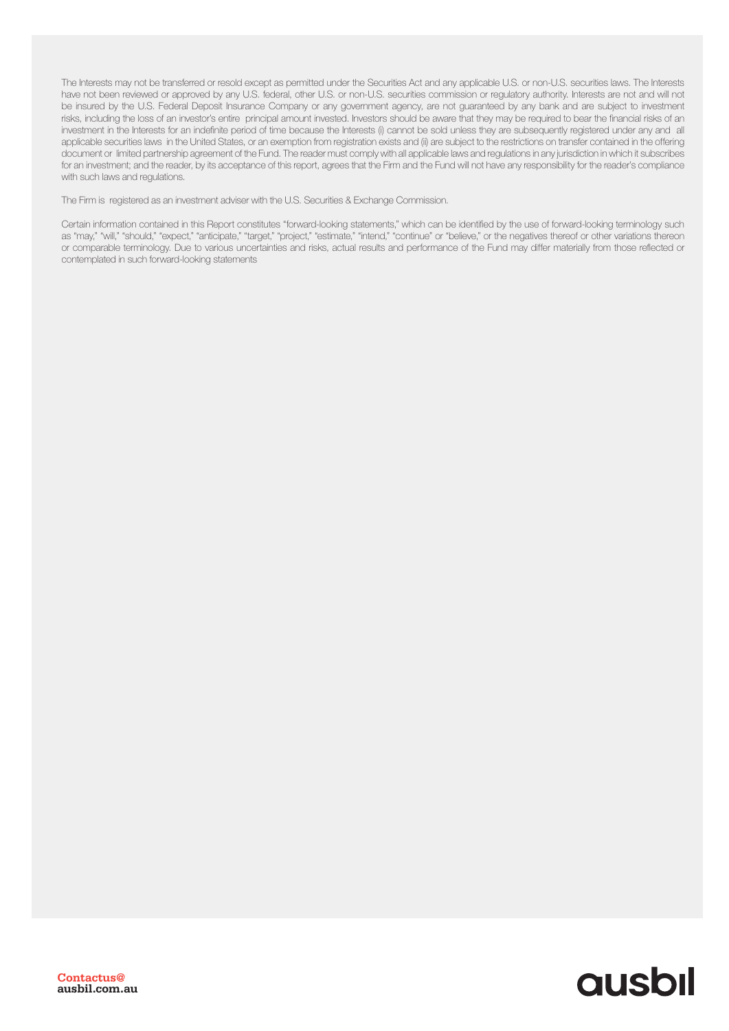The Interests may not be transferred or resold except as permitted under the Securities Act and any applicable U.S. or non-U.S. securities laws. The Interests have not been reviewed or approved by any U.S. federal, other U.S. or non-U.S. securities commission or regulatory authority. Interests are not and will not be insured by the U.S. Federal Deposit Insurance Company or any government agency, are not guaranteed by any bank and are subject to investment risks, including the loss of an investor's entire principal amount invested. Investors should be aware that they may be required to bear the financial risks of an investment in the Interests for an indefinite period of time because the Interests (i) cannot be sold unless they are subsequently registered under any and all applicable securities laws in the United States, or an exemption from registration exists and (ii) are subject to the restrictions on transfer contained in the offering document or limited partnership agreement of the Fund. The reader must comply with all applicable laws and regulations in any jurisdiction in which it subscribes for an investment; and the reader, by its acceptance of this report, agrees that the Firm and the Fund will not have any responsibility for the reader's compliance with such laws and regulations.

The Firm is registered as an investment adviser with the U.S. Securities & Exchange Commission.

Certain information contained in this Report constitutes "forward-looking statements," which can be identified by the use of forward-looking terminology such as "may," "will," "should," "expect," "anticipate," "target," "project," "estimate," "intend," "continue" or "believe," or the negatives thereof or other variations thereon or comparable terminology. Due to various uncertainties and risks, actual results and performance of the Fund may differ materially from those reflected or contemplated in such forward-looking statements

**Contactus@**
**ausbil.com.au**

ausbil